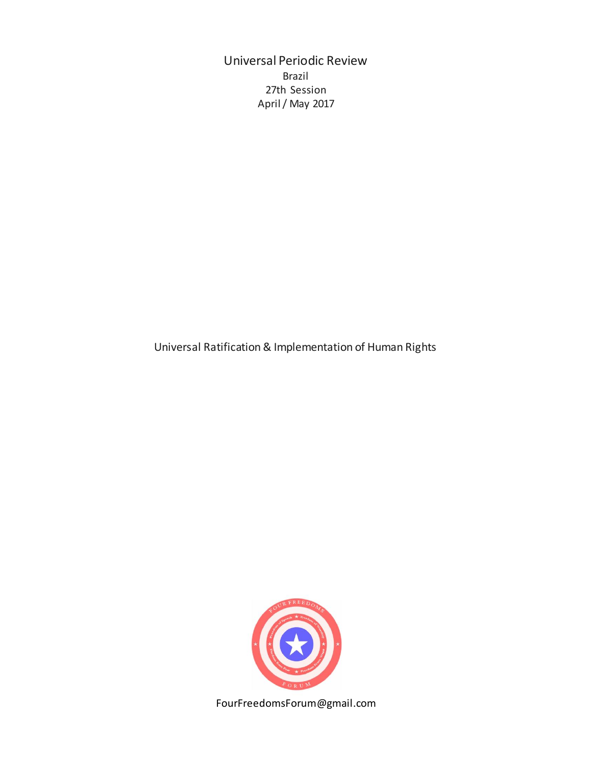# Universal Periodic Review

Brazil

27th Session

April / May 2017

Universal Ratification & Implementation of Human Rights

FourFreedomsForum@gmail.com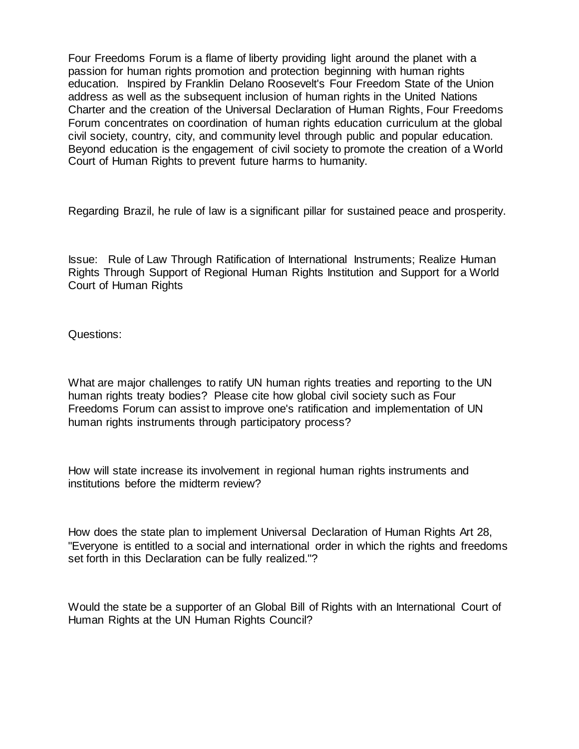Four Freedoms Forum is a flame of liberty providing light around the planet with a passion for human rights promotion and protection beginning with human rights education. Inspired by Franklin Delano Roosevelt's Four Freedom State of the Union address as well as the subsequent inclusion of human rights in the United Nations Charter and the creation of the Universal Declaration of Human Rights, Four Freedoms Forum concentrates on coordination of human rights education curriculum at the global civil society, country, city, and community level through public and popular education. Beyond education is the engagement of civil society to promote the creation of a World Court of Human Rights to prevent future harms to humanity.

Regarding Brazil, he rule of law is a significant pillar for sustained peace and prosperity.

Issue: Rule of Law Through Ratification of International Instruments; Realize Human Rights Through Support of Regional Human Rights Institution and Support for a World Court of Human Rights

Questions:

What are major challenges to ratify UN human rights treaties and reporting to the UN human rights treaty bodies? Please cite how global civil society such as Four Freedoms Forum can assist to improve one's ratification and implementation of UN human rights instruments through participatory process?

How will state increase its involvement in regional human rights instruments and institutions before the midterm review?

How does the state plan to implement Universal Declaration of Human Rights Art 28, "Everyone is entitled to a social and international order in which the rights and freedoms set forth in this Declaration can be fully realized."?

Would the state be a supporter of an Global Bill of Rights with an International Court of Human Rights at the UN Human Rights Council?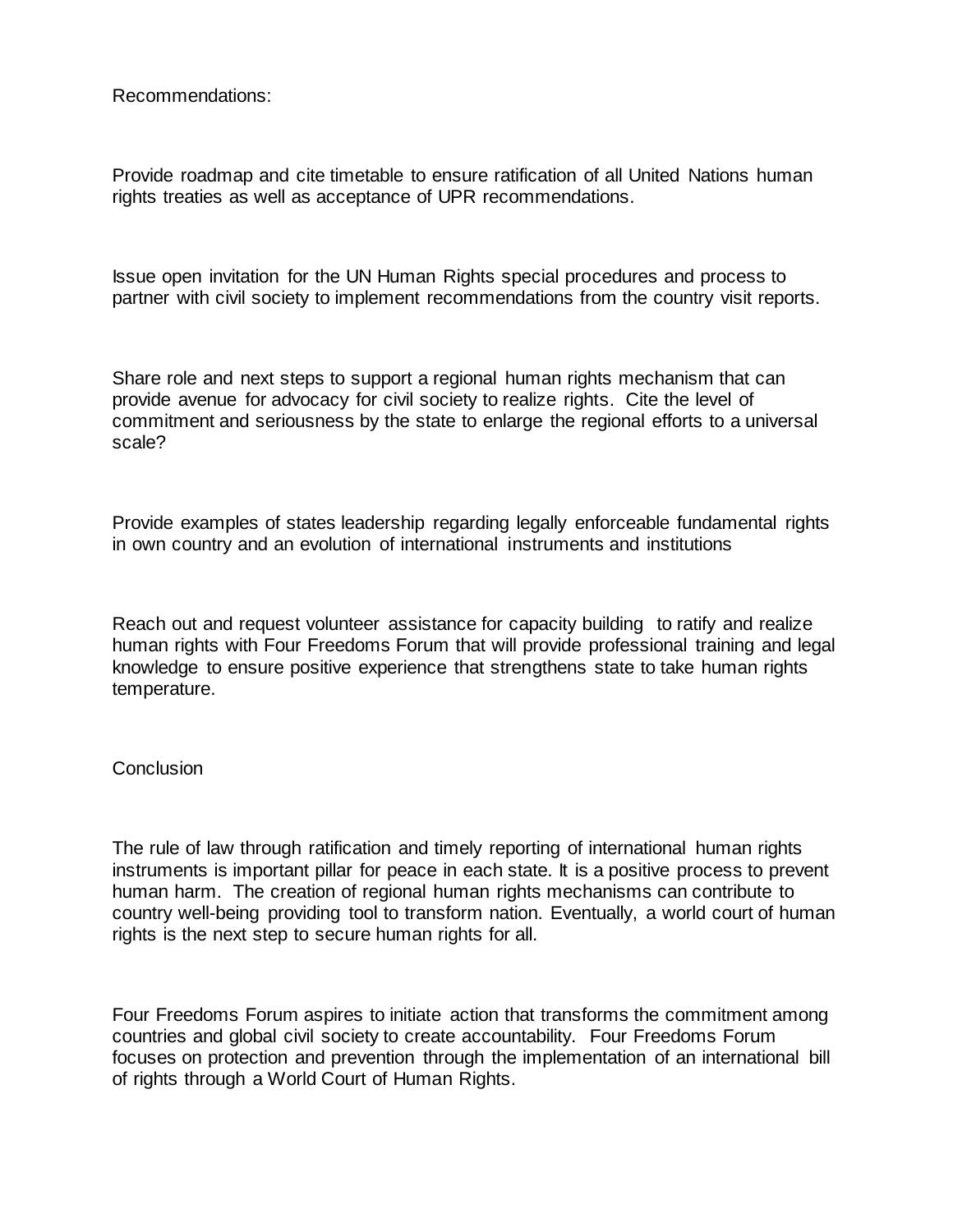Recommendations:

Provide roadmap and cite timetable to ensure ratification of all United Nations human rights treaties as well as acceptance of UPR recommendations.

Issue open invitation for the UN Human Rights special procedures and process to partner with civil society to implement recommendations from the country visit reports.

Share role and next steps to support a regional human rights mechanism that can provide avenue for advocacy for civil society to realize rights. Cite the level of commitment and seriousness by the state to enlarge the regional efforts to a universal scale?

Provide examples of states leadership regarding legally enforceable fundamental rights in own country and an evolution of international instruments and institutions

Reach out and request volunteer assistance for capacity building to ratify and realize human rights with Four Freedoms Forum that will provide professional training and legal knowledge to ensure positive experience that strengthens state to take human rights temperature.

Conclusion

The rule of law through ratification and timely reporting of international human rights instruments is important pillar for peace in each state. It is a positive process to prevent human harm. The creation of regional human rights mechanisms can contribute to country well-being providing tool to transform nation. Eventually, a world court of human rights is the next step to secure human rights for all.

Four Freedoms Forum aspires to initiate action that transforms the commitment among countries and global civil society to create accountability. Four Freedoms Forum focuses on protection and prevention through the implementation of an international bill of rights through a World Court of Human Rights.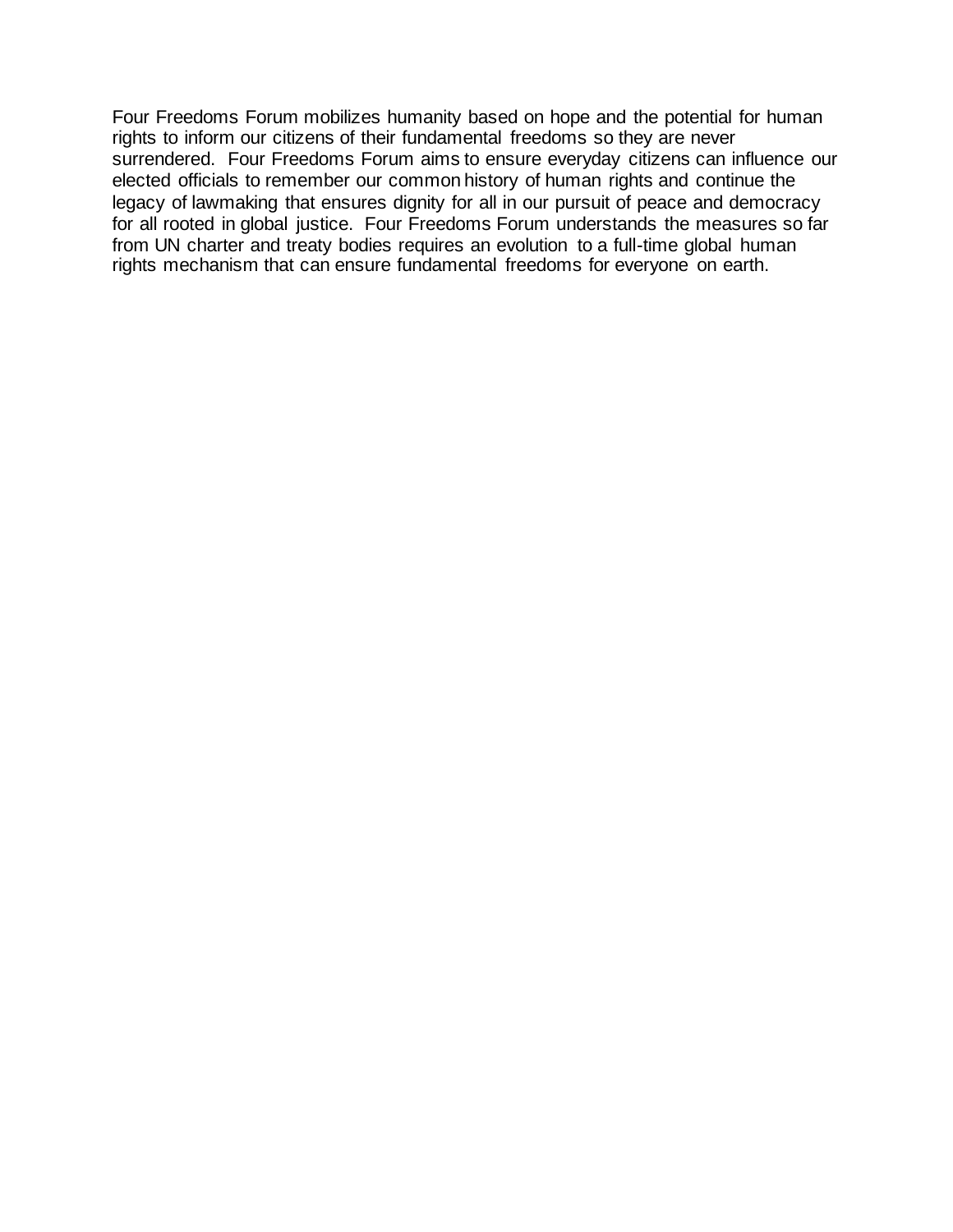Four Freedoms Forum mobilizes humanity based on hope and the potential for human rights to inform our citizens of their fundamental freedoms so they are never surrendered. Four Freedoms Forum aims to ensure everyday citizens can influence our elected officials to remember our common history of human rights and continue the legacy of lawmaking that ensures dignity for all in our pursuit of peace and democracy for all rooted in global justice. Four Freedoms Forum understands the measures so far from UN charter and treaty bodies requires an evolution to a full-time global human rights mechanism that can ensure fundamental freedoms for everyone on earth.